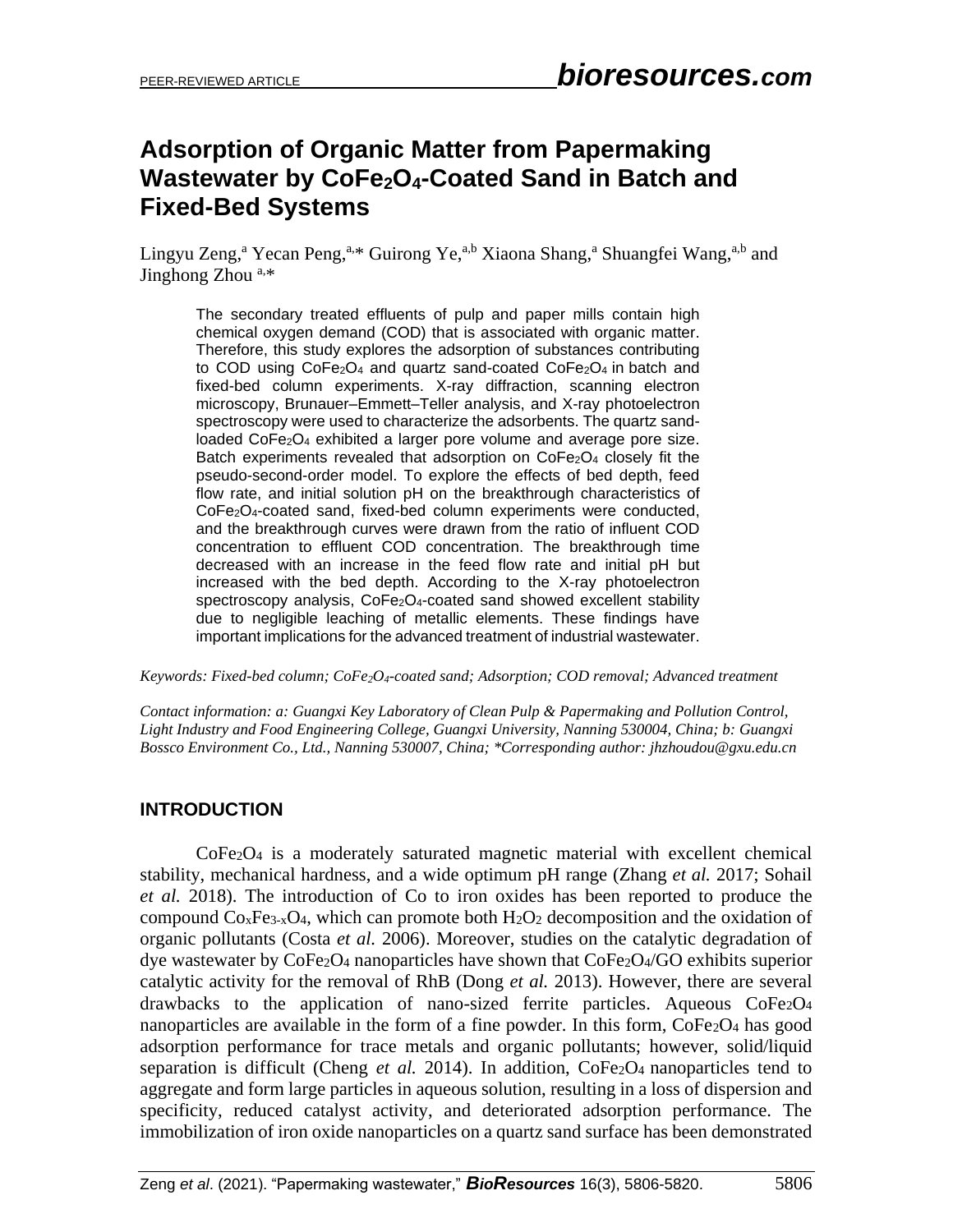# Adsorption of Organic Matter from Papermaking Wastewater by $CoFe_2O_4$-Coated Sand in Batch and Fixed-Bed Systems

Lingyu Zeng,[a] Yecan Peng,[a,*] Guirong Ye,[a,b] Xiaona Shang,[a] Shuangfei Wang,[a,b] and Jinghong Zhou [a,*]

The secondary treated effluents of pulp and paper mills contain high chemical oxygen demand (COD) that is associated with organic matter. Therefore, this study explores the adsorption of substances contributing to COD using $CoFe_2O_4$ and quartz sand-coated $CoFe_2O_4$ in batch and fixed-bed column experiments. X-ray diffraction, scanning electron microscopy, Brunauer–Emmett–Teller analysis, and X-ray photoelectron spectroscopy were used to characterize the adsorbents. The quartz sand-loaded $CoFe_2O_4$ exhibited a larger pore volume and average pore size. Batch experiments revealed that adsorption on $CoFe_2O_4$ closely fit the pseudo-second-order model. To explore the effects of bed depth, feed flow rate, and initial solution pH on the breakthrough characteristics of $CoFe_2O_4$-coated sand, fixed-bed column experiments were conducted, and the breakthrough curves were drawn from the ratio of influent COD concentration to effluent COD concentration. The breakthrough time decreased with an increase in the feed flow rate and initial pH but increased with the bed depth. According to the X-ray photoelectron spectroscopy analysis, $CoFe_2O_4$-coated sand showed excellent stability due to negligible leaching of metallic elements. These findings have important implications for the advanced treatment of industrial wastewater.

*Keywords: Fixed-bed column; $CoFe_2O_4$-coated sand; Adsorption; COD removal; Advanced treatment*

*Contact information: a: Guangxi Key Laboratory of Clean Pulp & Papermaking and Pollution Control, Light Industry and Food Engineering College, Guangxi University, Nanning 530004, China; b: Guangxi Bossco Environment Co., Ltd., Nanning 530007, China; *Corresponding author: jhzhoudou@gxu.edu.cn*

## INTRODUCTION

$CoFe_2O_4$ is a moderately saturated magnetic material with excellent chemical stability, mechanical hardness, and a wide optimum pH range (Zhang *et al.* 2017; Sohail *et al.* 2018). The introduction of Co to iron oxides has been reported to produce the compound $Co_xFe_{3-x}O_4$, which can promote both $H_2O_2$ decomposition and the oxidation of organic pollutants (Costa *et al.* 2006). Moreover, studies on the catalytic degradation of dye wastewater by $CoFe_2O_4$ nanoparticles have shown that $CoFe_2O_4$/GO exhibits superior catalytic activity for the removal of RhB (Dong *et al.* 2013). However, there are several drawbacks to the application of nano-sized ferrite particles. Aqueous $CoFe_2O_4$ nanoparticles are available in the form of a fine powder. In this form, $CoFe_2O_4$ has good adsorption performance for trace metals and organic pollutants; however, solid/liquid separation is difficult (Cheng *et al.* 2014). In addition, $CoFe_2O_4$ nanoparticles tend to aggregate and form large particles in aqueous solution, resulting in a loss of dispersion and specificity, reduced catalyst activity, and deteriorated adsorption performance. The immobilization of iron oxide nanoparticles on a quartz sand surface has been demonstrated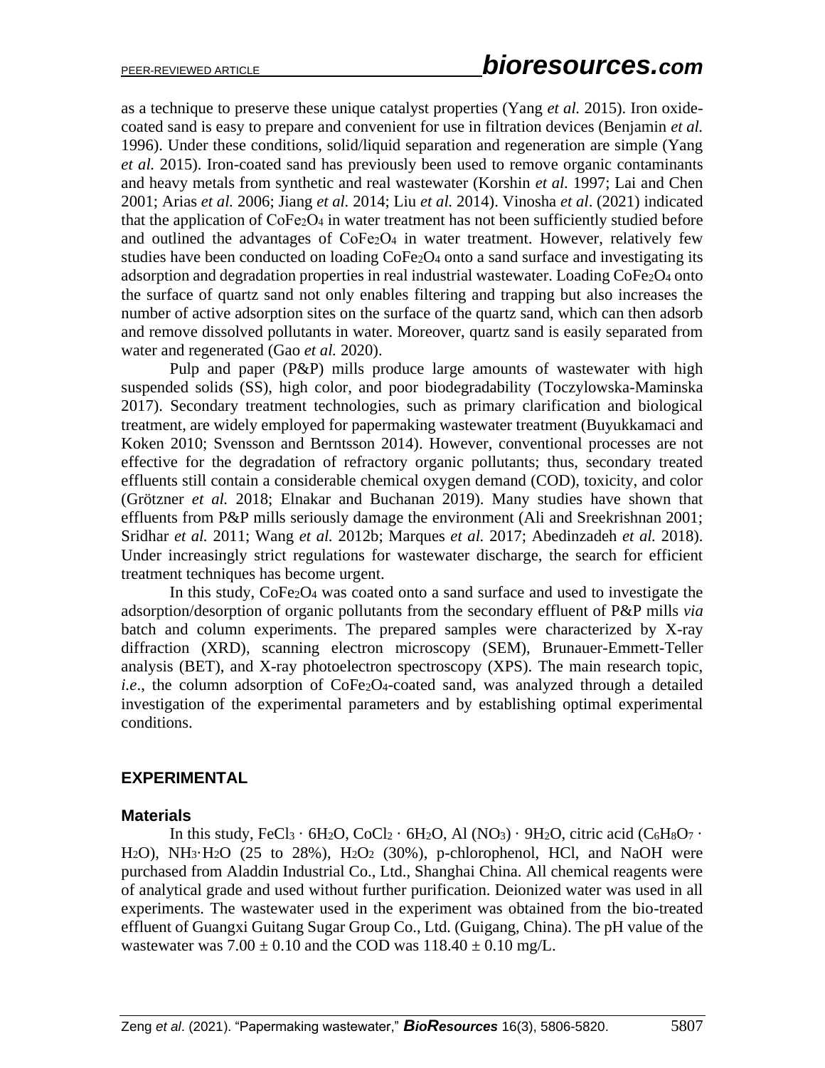as a technique to preserve these unique catalyst properties (Yang *et al.* 2015). Iron oxide-coated sand is easy to prepare and convenient for use in filtration devices (Benjamin *et al.* 1996). Under these conditions, solid/liquid separation and regeneration are simple (Yang *et al.* 2015). Iron-coated sand has previously been used to remove organic contaminants and heavy metals from synthetic and real wastewater (Korshin *et al.* 1997; Lai and Chen 2001; Arias *et al.* 2006; Jiang *et al.* 2014; Liu *et al.* 2014). Vinosha *et al*. (2021) indicated that the application of $CoFe_2O_4$ in water treatment has not been sufficiently studied before and outlined the advantages of $CoFe_2O_4$ in water treatment. However, relatively few studies have been conducted on loading $CoFe_2O_4$ onto a sand surface and investigating its adsorption and degradation properties in real industrial wastewater. Loading $CoFe_2O_4$ onto the surface of quartz sand not only enables filtering and trapping but also increases the number of active adsorption sites on the surface of the quartz sand, which can then adsorb and remove dissolved pollutants in water. Moreover, quartz sand is easily separated from water and regenerated (Gao *et al.* 2020).

Pulp and paper (P&P) mills produce large amounts of wastewater with high suspended solids (SS), high color, and poor biodegradability (Toczylowska-Maminska 2017). Secondary treatment technologies, such as primary clarification and biological treatment, are widely employed for papermaking wastewater treatment (Buyukkamaci and Koken 2010; Svensson and Berntsson 2014). However, conventional processes are not effective for the degradation of refractory organic pollutants; thus, secondary treated effluents still contain a considerable chemical oxygen demand (COD), toxicity, and color (Grötzner *et al.* 2018; Elnakar and Buchanan 2019). Many studies have shown that effluents from P&P mills seriously damage the environment (Ali and Sreekrishnan 2001; Sridhar *et al.* 2011; Wang *et al.* 2012b; Marques *et al.* 2017; Abedinzadeh *et al.* 2018). Under increasingly strict regulations for wastewater discharge, the search for efficient treatment techniques has become urgent.

In this study, $CoFe_2O_4$ was coated onto a sand surface and used to investigate the adsorption/desorption of organic pollutants from the secondary effluent of P&P mills *via* batch and column experiments. The prepared samples were characterized by X-ray diffraction (XRD), scanning electron microscopy (SEM), Brunauer-Emmett-Teller analysis (BET), and X-ray photoelectron spectroscopy (XPS). The main research topic, *i.e*., the column adsorption of $CoFe_2O_4$-coated sand, was analyzed through a detailed investigation of the experimental parameters and by establishing optimal experimental conditions.

## EXPERIMENTAL

### Materials

In this study, $FeCl_3 \cdot 6H_2O$, $CoCl_2 \cdot 6H_2O$, $Al(NO_3) \cdot 9H_2O$, citric acid ($C_6H_8O_7 \cdot H_2O$), $NH_3 \cdot H_2O$ (25 to 28%), $H_2O_2$ (30%), p-chlorophenol, HCl, and NaOH were purchased from Aladdin Industrial Co., Ltd., Shanghai China. All chemical reagents were of analytical grade and used without further purification. Deionized water was used in all experiments. The wastewater used in the experiment was obtained from the bio-treated effluent of Guangxi Guitang Sugar Group Co., Ltd. (Guigang, China). The pH value of the wastewater was $7.00 \pm 0.10$ and the COD was $118.40 \pm 0.10$ mg/L.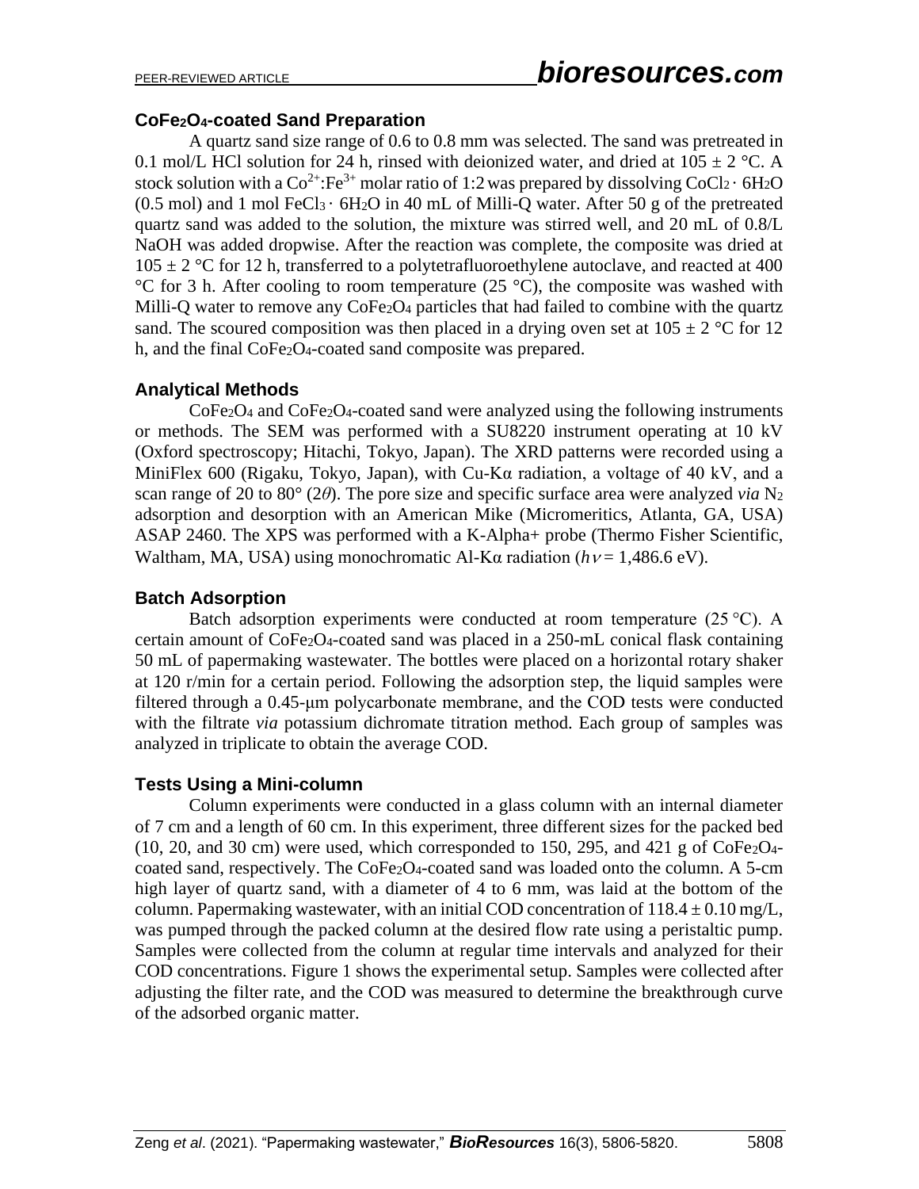### $CoFe_2O_4$-coated Sand Preparation

A quartz sand size range of 0.6 to 0.8 mm was selected. The sand was pretreated in 0.1 mol/L HCl solution for 24 h, rinsed with deionized water, and dried at 105 ± 2 °C. A stock solution with a $Co^{2+}$:$Fe^{3+}$ molar ratio of 1:2 was prepared by dissolving $CoCl_2 \cdot 6H_2O$ (0.5 mol) and 1 mol $FeCl_3 \cdot 6H_2O$ in 40 mL of Milli-Q water. After 50 g of the pretreated quartz sand was added to the solution, the mixture was stirred well, and 20 mL of 0.8/L NaOH was added dropwise. After the reaction was complete, the composite was dried at 105 ± 2 °C for 12 h, transferred to a polytetrafluoroethylene autoclave, and reacted at 400 °C for 3 h. After cooling to room temperature (25 °C), the composite was washed with Milli-Q water to remove any $CoFe_2O_4$ particles that had failed to combine with the quartz sand. The scoured composition was then placed in a drying oven set at 105 ± 2 °C for 12 h, and the final $CoFe_2O_4$-coated sand composite was prepared.

### Analytical Methods

$CoFe_2O_4$ and $CoFe_2O_4$-coated sand were analyzed using the following instruments or methods. The SEM was performed with a SU8220 instrument operating at 10 kV (Oxford spectroscopy; Hitachi, Tokyo, Japan). The XRD patterns were recorded using a MiniFlex 600 (Rigaku, Tokyo, Japan), with Cu-Kα radiation, a voltage of 40 kV, and a scan range of 20 to 80° ($2\theta$). The pore size and specific surface area were analyzed *via* $N_2$ adsorption and desorption with an American Mike (Micromeritics, Atlanta, GA, USA) ASAP 2460. The XPS was performed with a K-Alpha+ probe (Thermo Fisher Scientific, Waltham, MA, USA) using monochromatic Al-Kα radiation ($h\nu$ = 1,486.6 eV).

### Batch Adsorption

Batch adsorption experiments were conducted at room temperature (25 °C). A certain amount of $CoFe_2O_4$-coated sand was placed in a 250-mL conical flask containing 50 mL of papermaking wastewater. The bottles were placed on a horizontal rotary shaker at 120 r/min for a certain period. Following the adsorption step, the liquid samples were filtered through a 0.45-μm polycarbonate membrane, and the COD tests were conducted with the filtrate *via* potassium dichromate titration method. Each group of samples was analyzed in triplicate to obtain the average COD.

### Tests Using a Mini-column

Column experiments were conducted in a glass column with an internal diameter of 7 cm and a length of 60 cm. In this experiment, three different sizes for the packed bed (10, 20, and 30 cm) were used, which corresponded to 150, 295, and 421 g of $CoFe_2O_4$-coated sand, respectively. The $CoFe_2O_4$-coated sand was loaded onto the column. A 5-cm high layer of quartz sand, with a diameter of 4 to 6 mm, was laid at the bottom of the column. Papermaking wastewater, with an initial COD concentration of 118.4 ± 0.10 mg/L, was pumped through the packed column at the desired flow rate using a peristaltic pump. Samples were collected from the column at regular time intervals and analyzed for their COD concentrations. Figure 1 shows the experimental setup. Samples were collected after adjusting the filter rate, and the COD was measured to determine the breakthrough curve of the adsorbed organic matter.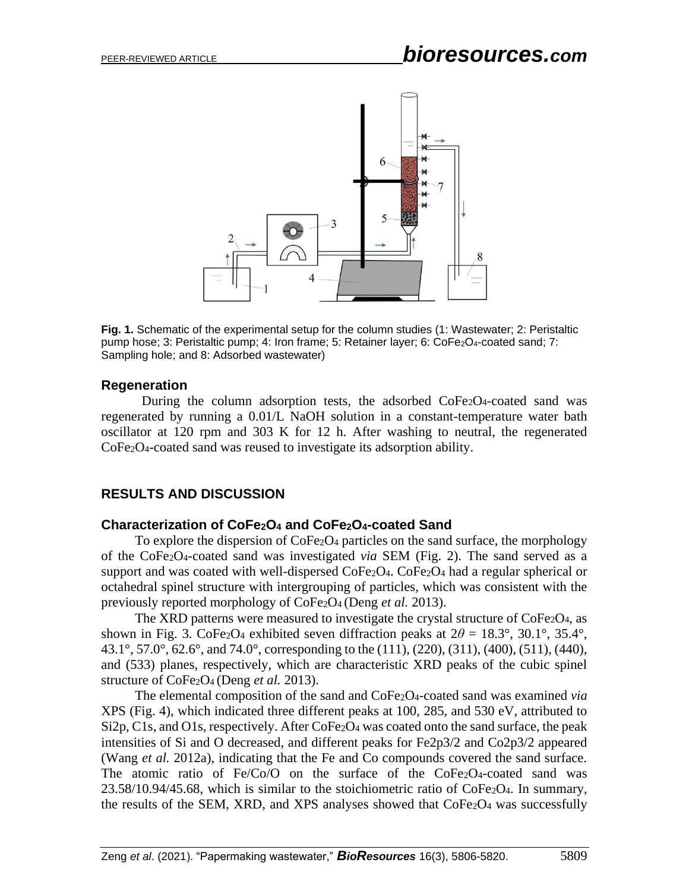**Fig. 1.** Schematic of the experimental setup for the column studies (1: Wastewater; 2: Peristaltic pump hose; 3: Peristaltic pump; 4: Iron frame; 5: Retainer layer; 6: $CoFe_2O_4$-coated sand; 7: Sampling hole; and 8: Adsorbed wastewater)

### Regeneration

During the column adsorption tests, the adsorbed $CoFe_2O_4$-coated sand was regenerated by running a 0.01/L NaOH solution in a constant-temperature water bath oscillator at 120 rpm and 303 K for 12 h. After washing to neutral, the regenerated $CoFe_2O_4$-coated sand was reused to investigate its adsorption ability.

## RESULTS AND DISCUSSION

### Characterization of $CoFe_2O_4$ and $CoFe_2O_4$-coated Sand

To explore the dispersion of $CoFe_2O_4$ particles on the sand surface, the morphology of the $CoFe_2O_4$-coated sand was investigated *via* SEM (Fig. 2). The sand served as a support and was coated with well-dispersed $CoFe_2O_4$. $CoFe_2O_4$ had a regular spherical or octahedral spinel structure with intergrouping of particles, which was consistent with the previously reported morphology of $CoFe_2O_4$ (Deng *et al.* 2013).

The XRD patterns were measured to investigate the crystal structure of $CoFe_2O_4$, as shown in Fig. 3. $CoFe_2O_4$ exhibited seven diffraction peaks at $2\theta$ = 18.3°, 30.1°, 35.4°, 43.1°, 57.0°, 62.6°, and 74.0°, corresponding to the (111), (220), (311), (400), (511), (440), and (533) planes, respectively, which are characteristic XRD peaks of the cubic spinel structure of $CoFe_2O_4$ (Deng *et al.* 2013).

The elemental composition of the sand and $CoFe_2O_4$-coated sand was examined *via* XPS (Fig. 4), which indicated three different peaks at 100, 285, and 530 eV, attributed to Si2p, C1s, and O1s, respectively. After $CoFe_2O_4$ was coated onto the sand surface, the peak intensities of Si and O decreased, and different peaks for Fe2p3/2 and Co2p3/2 appeared (Wang *et al.* 2012a), indicating that the Fe and Co compounds covered the sand surface. The atomic ratio of Fe/Co/O on the surface of the $CoFe_2O_4$-coated sand was 23.58/10.94/45.68, which is similar to the stoichiometric ratio of $CoFe_2O_4$. In summary, the results of the SEM, XRD, and XPS analyses showed that $CoFe_2O_4$ was successfully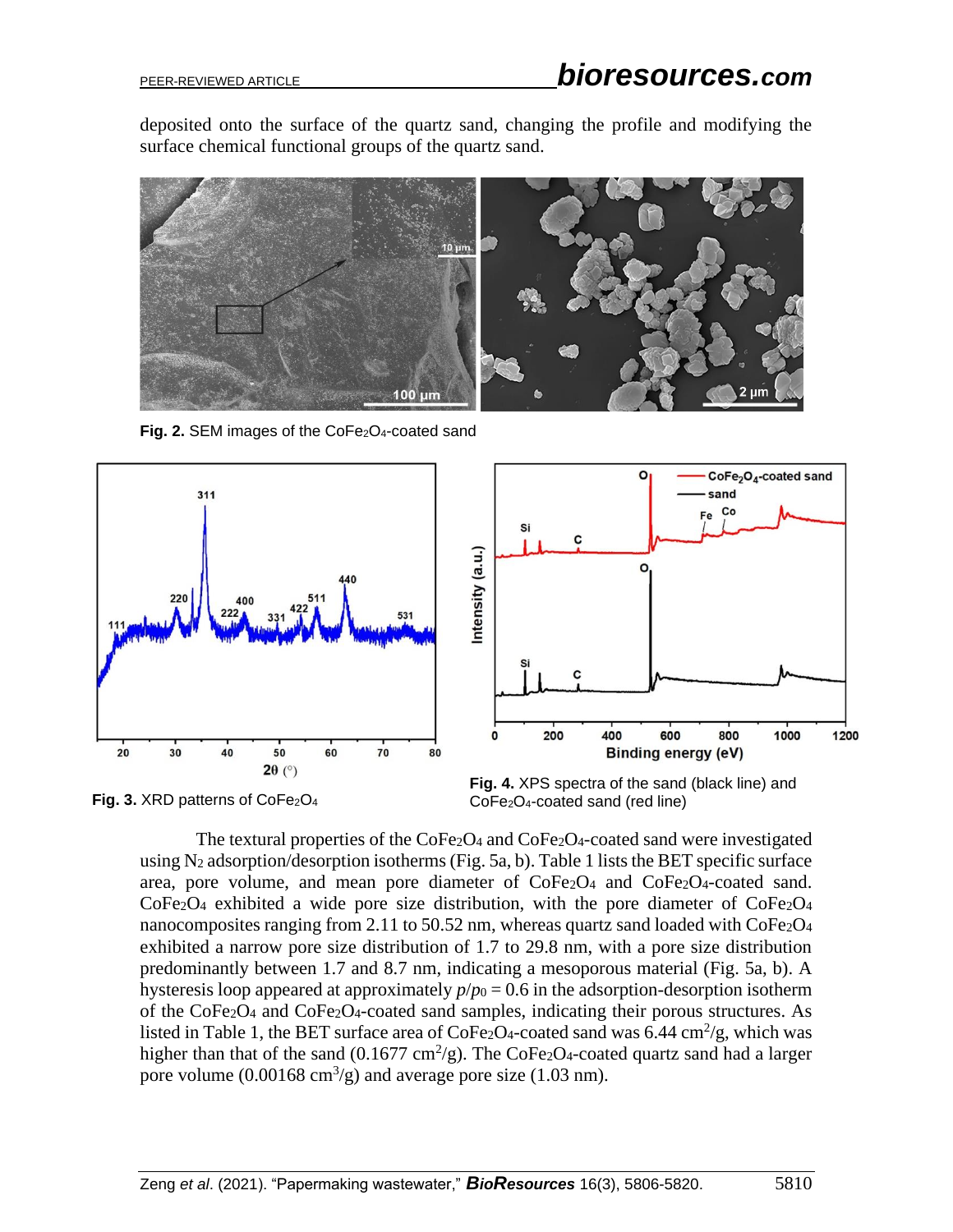deposited onto the surface of the quartz sand, changing the profile and modifying the surface chemical functional groups of the quartz sand.

**Fig. 2.** SEM images of the $CoFe_2O_4$-coated sand

**Fig. 3.** XRD patterns of $CoFe_2O_4$

**Fig. 4.** XPS spectra of the sand (black line) and $CoFe_2O_4$-coated sand (red line)

The textural properties of the $CoFe_2O_4$ and $CoFe_2O_4$-coated sand were investigated using $N_2$ adsorption/desorption isotherms (Fig. 5a, b). Table 1 lists the BET specific surface area, pore volume, and mean pore diameter of $CoFe_2O_4$ and $CoFe_2O_4$-coated sand. $CoFe_2O_4$ exhibited a wide pore size distribution, with the pore diameter of $CoFe_2O_4$ nanocomposites ranging from 2.11 to 50.52 nm, whereas quartz sand loaded with $CoFe_2O_4$ exhibited a narrow pore size distribution of 1.7 to 29.8 nm, with a pore size distribution predominantly between 1.7 and 8.7 nm, indicating a mesoporous material (Fig. 5a, b). A hysteresis loop appeared at approximately $p/p_0 = 0.6$ in the adsorption-desorption isotherm of the $CoFe_2O_4$ and $CoFe_2O_4$-coated sand samples, indicating their porous structures. As listed in Table 1, the BET surface area of $CoFe_2O_4$-coated sand was 6.44 $cm^2/g$, which was higher than that of the sand (0.1677 $cm^2/g$). The $CoFe_2O_4$-coated quartz sand had a larger pore volume (0.00168 $cm^3/g$) and average pore size (1.03 nm).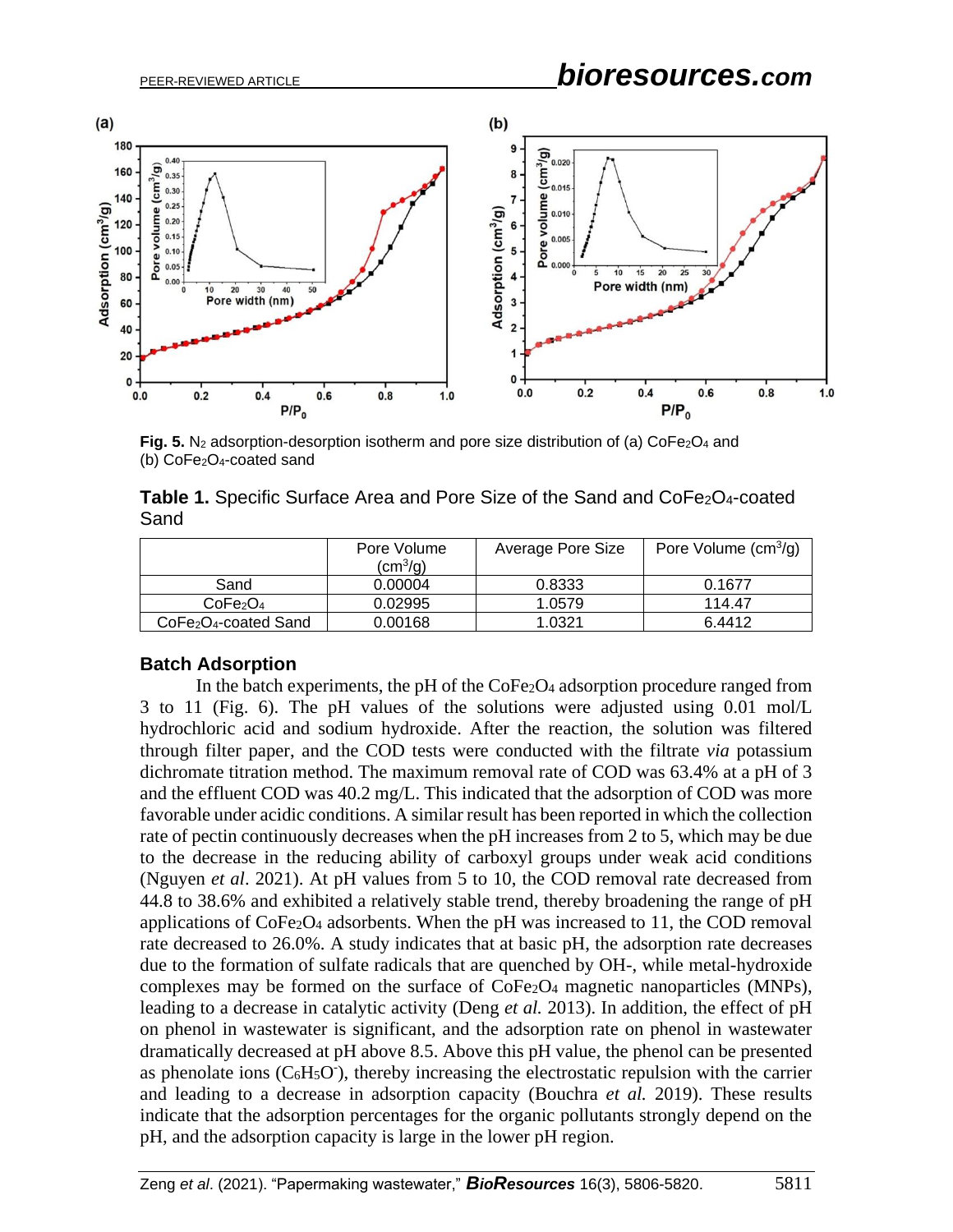**Fig. 5.** $N_2$ adsorption-desorption isotherm and pore size distribution of (a) $CoFe_2O_4$ and (b) $CoFe_2O_4$-coated sand

**Table 1.** Specific Surface Area and Pore Size of the Sand and $CoFe_2O_4$-coated Sand

| | Pore Volume ($cm^3/g$) | Average Pore Size | Pore Volume ($cm^3/g$) |
|---|---|---|---|
| Sand | 0.00004 | 0.8333 | 0.1677 |
| $CoFe_2O_4$ | 0.02995 | 1.0579 | 114.47 |
| $CoFe_2O_4$-coated Sand | 0.00168 | 1.0321 | 6.4412 |

### Batch Adsorption

In the batch experiments, the pH of the $CoFe_2O_4$ adsorption procedure ranged from 3 to 11 (Fig. 6). The pH values of the solutions were adjusted using 0.01 mol/L hydrochloric acid and sodium hydroxide. After the reaction, the solution was filtered through filter paper, and the COD tests were conducted with the filtrate *via* potassium dichromate titration method. The maximum removal rate of COD was 63.4% at a pH of 3 and the effluent COD was 40.2 mg/L. This indicated that the adsorption of COD was more favorable under acidic conditions. A similar result has been reported in which the collection rate of pectin continuously decreases when the pH increases from 2 to 5, which may be due to the decrease in the reducing ability of carboxyl groups under weak acid conditions (Nguyen *et al*. 2021). At pH values from 5 to 10, the COD removal rate decreased from 44.8 to 38.6% and exhibited a relatively stable trend, thereby broadening the range of pH applications of $CoFe_2O_4$ adsorbents. When the pH was increased to 11, the COD removal rate decreased to 26.0%. A study indicates that at basic pH, the adsorption rate decreases due to the formation of sulfate radicals that are quenched by OH-, while metal-hydroxide complexes may be formed on the surface of $CoFe_2O_4$ magnetic nanoparticles (MNPs), leading to a decrease in catalytic activity (Deng *et al.* 2013). In addition, the effect of pH on phenol in wastewater is significant, and the adsorption rate on phenol in wastewater dramatically decreased at pH above 8.5. Above this pH value, the phenol can be presented as phenolate ions ($C_6H_5O^-$), thereby increasing the electrostatic repulsion with the carrier and leading to a decrease in adsorption capacity (Bouchra *et al.* 2019). These results indicate that the adsorption percentages for the organic pollutants strongly depend on the pH, and the adsorption capacity is large in the lower pH region.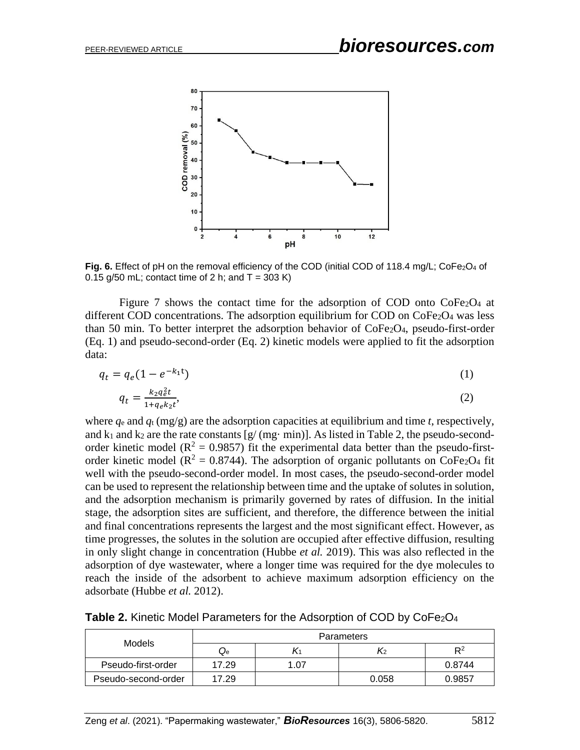**Fig. 6.** Effect of pH on the removal efficiency of the COD (initial COD of 118.4 mg/L; $CoFe_2O_4$ of 0.15 g/50 mL; contact time of 2 h; and T = 303 K)

Figure 7 shows the contact time for the adsorption of COD onto $CoFe_2O_4$ at different COD concentrations. The adsorption equilibrium for COD on $CoFe_2O_4$ was less than 50 min. To better interpret the adsorption behavior of $CoFe_2O_4$, pseudo-first-order (Eq. 1) and pseudo-second-order (Eq. 2) kinetic models were applied to fit the adsorption data:

$$q_t = q_e(1 - e^{-k_1 t}) \quad (1)$$

$$q_t = \frac{k_2 q_e^2 t}{1 + q_e k_2 t}, \quad (2)$$

where $q_e$ and $q_t$ (mg/g) are the adsorption capacities at equilibrium and time *t*, respectively, and $k_1$ and $k_2$ are the rate constants [g/ (mg· min)]. As listed in Table 2, the pseudo-second-order kinetic model ($R^2$ = 0.9857) fit the experimental data better than the pseudo-first-order kinetic model ($R^2$ = 0.8744). The adsorption of organic pollutants on $CoFe_2O_4$ fit well with the pseudo-second-order model. In most cases, the pseudo-second-order model can be used to represent the relationship between time and the uptake of solutes in solution, and the adsorption mechanism is primarily governed by rates of diffusion. In the initial stage, the adsorption sites are sufficient, and therefore, the difference between the initial and final concentrations represents the largest and the most significant effect. However, as time progresses, the solutes in the solution are occupied after effective diffusion, resulting in only slight change in concentration (Hubbe *et al.* 2019). This was also reflected in the adsorption of dye wastewater, where a longer time was required for the dye molecules to reach the inside of the adsorbent to achieve maximum adsorption efficiency on the adsorbate (Hubbe *et al.* 2012).

**Table 2.** Kinetic Model Parameters for the Adsorption of COD by $CoFe_2O_4$

| Models | Parameters | | | |
|---|---|---|---|---|
| | $Q_e$ | $K_1$ | $K_2$ | $R^2$ |
| Pseudo-first-order | 17.29 | 1.07 | | 0.8744 |
| Pseudo-second-order | 17.29 | | 0.058 | 0.9857 |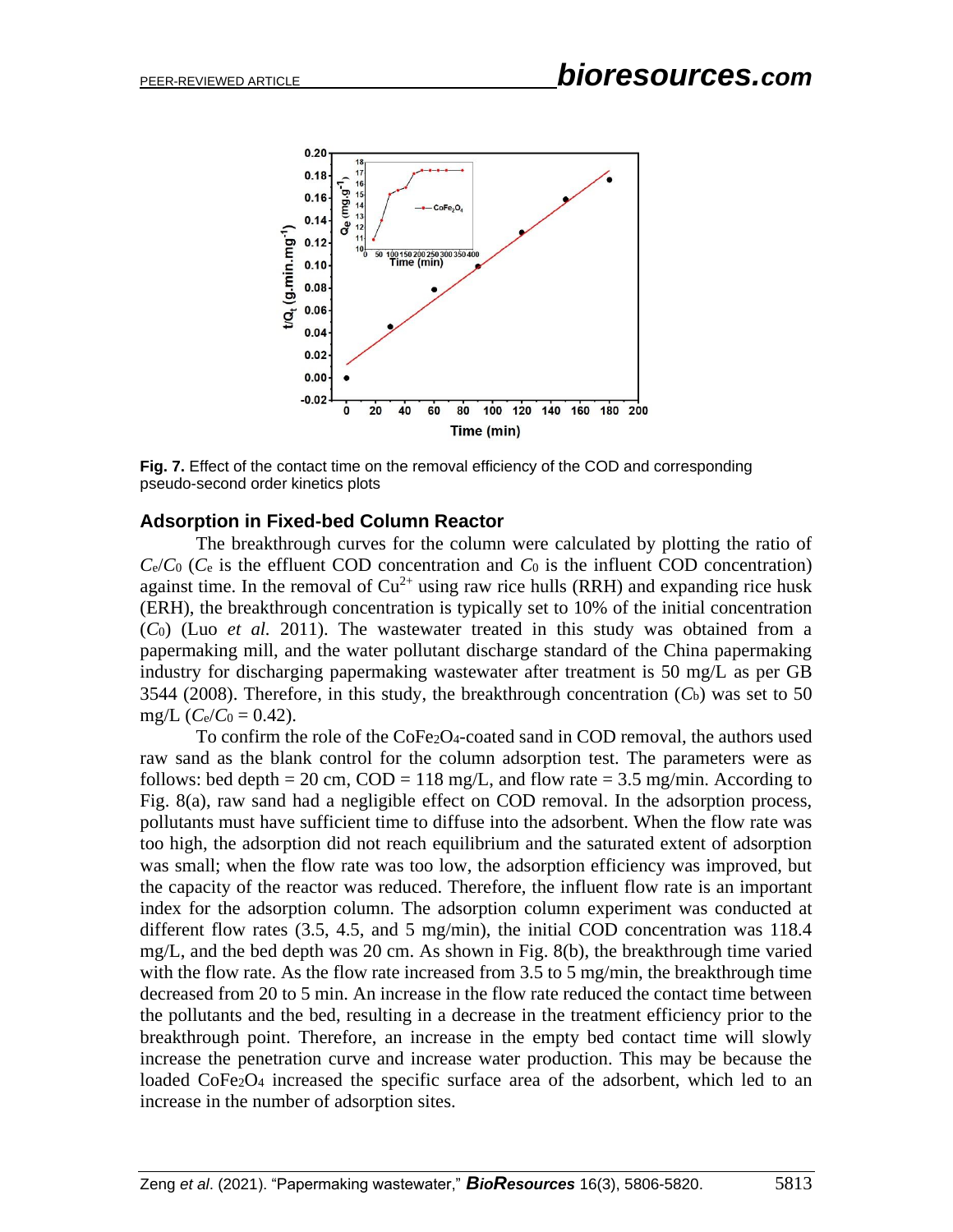**Fig. 7.** Effect of the contact time on the removal efficiency of the COD and corresponding pseudo-second order kinetics plots

## Adsorption in Fixed-bed Column Reactor

The breakthrough curves for the column were calculated by plotting the ratio of $C_e/C_0$ ($C_e$ is the effluent COD concentration and $C_0$ is the influent COD concentration) against time. In the removal of $Cu^{2+}$ using raw rice hulls (RRH) and expanding rice husk (ERH), the breakthrough concentration is typically set to 10% of the initial concentration ($C_0$) (Luo *et al.* 2011). The wastewater treated in this study was obtained from a papermaking mill, and the water pollutant discharge standard of the China papermaking industry for discharging papermaking wastewater after treatment is 50 mg/L as per GB 3544 (2008). Therefore, in this study, the breakthrough concentration ($C_b$) was set to 50 mg/L ($C_e/C_0 = 0.42$).

To confirm the role of the $CoFe_2O_4$-coated sand in COD removal, the authors used raw sand as the blank control for the column adsorption test. The parameters were as follows: bed depth = 20 cm, COD = 118 mg/L, and flow rate = 3.5 mg/min. According to Fig. 8(a), raw sand had a negligible effect on COD removal. In the adsorption process, pollutants must have sufficient time to diffuse into the adsorbent. When the flow rate was too high, the adsorption did not reach equilibrium and the saturated extent of adsorption was small; when the flow rate was too low, the adsorption efficiency was improved, but the capacity of the reactor was reduced. Therefore, the influent flow rate is an important index for the adsorption column. The adsorption column experiment was conducted at different flow rates (3.5, 4.5, and 5 mg/min), the initial COD concentration was 118.4 mg/L, and the bed depth was 20 cm. As shown in Fig. 8(b), the breakthrough time varied with the flow rate. As the flow rate increased from 3.5 to 5 mg/min, the breakthrough time decreased from 20 to 5 min. An increase in the flow rate reduced the contact time between the pollutants and the bed, resulting in a decrease in the treatment efficiency prior to the breakthrough point. Therefore, an increase in the empty bed contact time will slowly increase the penetration curve and increase water production. This may be because the loaded $CoFe_2O_4$ increased the specific surface area of the adsorbent, which led to an increase in the number of adsorption sites.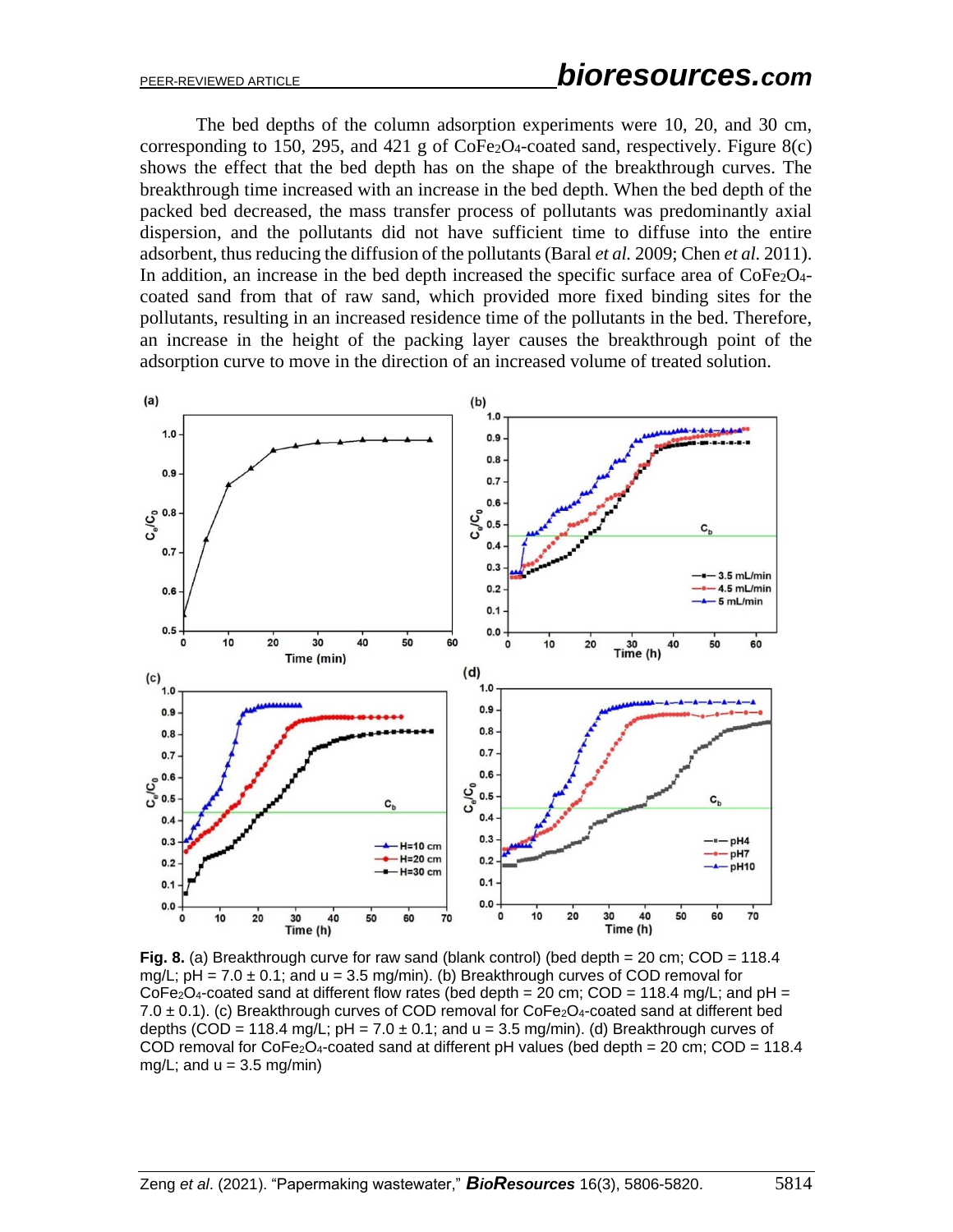The bed depths of the column adsorption experiments were 10, 20, and 30 cm, corresponding to 150, 295, and 421 g of $CoFe_2O_4$-coated sand, respectively. Figure 8(c) shows the effect that the bed depth has on the shape of the breakthrough curves. The breakthrough time increased with an increase in the bed depth. When the bed depth of the packed bed decreased, the mass transfer process of pollutants was predominantly axial dispersion, and the pollutants did not have sufficient time to diffuse into the entire adsorbent, thus reducing the diffusion of the pollutants (Baral *et al.* 2009; Chen *et al.* 2011). In addition, an increase in the bed depth increased the specific surface area of $CoFe_2O_4$-coated sand from that of raw sand, which provided more fixed binding sites for the pollutants, resulting in an increased residence time of the pollutants in the bed. Therefore, an increase in the height of the packing layer causes the breakthrough point of the adsorption curve to move in the direction of an increased volume of treated solution.

**Fig. 8.** (a) Breakthrough curve for raw sand (blank control) (bed depth = 20 cm; COD = 118.4 mg/L; pH = 7.0 ± 0.1; and u = 3.5 mg/min). (b) Breakthrough curves of COD removal for $CoFe_2O_4$-coated sand at different flow rates (bed depth = 20 cm; COD = 118.4 mg/L; and pH = 7.0 ± 0.1). (c) Breakthrough curves of COD removal for $CoFe_2O_4$-coated sand at different bed depths (COD = 118.4 mg/L; pH = 7.0 ± 0.1; and u = 3.5 mg/min). (d) Breakthrough curves of COD removal for $CoFe_2O_4$-coated sand at different pH values (bed depth = 20 cm; COD = 118.4 mg/L; and u = 3.5 mg/min)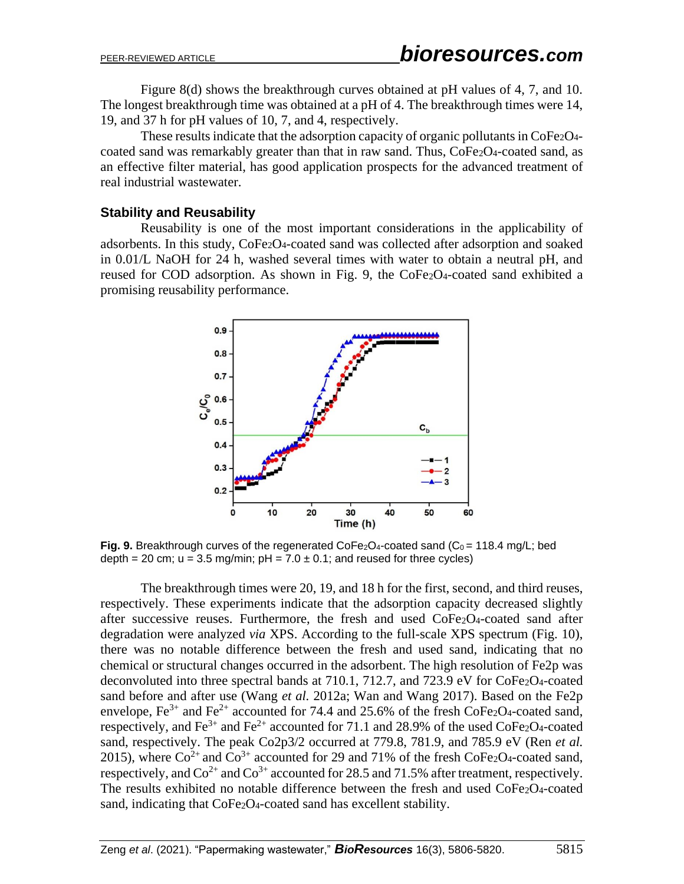Figure 8(d) shows the breakthrough curves obtained at pH values of 4, 7, and 10. The longest breakthrough time was obtained at a pH of 4. The breakthrough times were 14, 19, and 37 h for pH values of 10, 7, and 4, respectively.

These results indicate that the adsorption capacity of organic pollutants in $CoFe_2O_4$-coated sand was remarkably greater than that in raw sand. Thus, $CoFe_2O_4$-coated sand, as an effective filter material, has good application prospects for the advanced treatment of real industrial wastewater.

### Stability and Reusability

Reusability is one of the most important considerations in the applicability of adsorbents. In this study, $CoFe_2O_4$-coated sand was collected after adsorption and soaked in 0.01/L NaOH for 24 h, washed several times with water to obtain a neutral pH, and reused for COD adsorption. As shown in Fig. 9, the $CoFe_2O_4$-coated sand exhibited a promising reusability performance.

**Fig. 9.** Breakthrough curves of the regenerated $CoFe_2O_4$-coated sand ($C_0$ = 118.4 mg/L; bed depth = 20 cm; u = 3.5 mg/min; pH = 7.0 ± 0.1; and reused for three cycles)

The breakthrough times were 20, 19, and 18 h for the first, second, and third reuses, respectively. These experiments indicate that the adsorption capacity decreased slightly after successive reuses. Furthermore, the fresh and used $CoFe_2O_4$-coated sand after degradation were analyzed *via* XPS. According to the full-scale XPS spectrum (Fig. 10), there was no notable difference between the fresh and used sand, indicating that no chemical or structural changes occurred in the adsorbent. The high resolution of Fe2p was deconvoluted into three spectral bands at 710.1, 712.7, and 723.9 eV for $CoFe_2O_4$-coated sand before and after use (Wang *et al.* 2012a; Wan and Wang 2017). Based on the Fe2p envelope, $Fe^{3+}$ and $Fe^{2+}$ accounted for 74.4 and 25.6% of the fresh $CoFe_2O_4$-coated sand, respectively, and $Fe^{3+}$ and $Fe^{2+}$ accounted for 71.1 and 28.9% of the used $CoFe_2O_4$-coated sand, respectively. The peak Co2p3/2 occurred at 779.8, 781.9, and 785.9 eV (Ren *et al.* 2015), where $Co^{2+}$ and $Co^{3+}$ accounted for 29 and 71% of the fresh $CoFe_2O_4$-coated sand, respectively, and $Co^{2+}$ and $Co^{3+}$ accounted for 28.5 and 71.5% after treatment, respectively. The results exhibited no notable difference between the fresh and used $CoFe_2O_4$-coated sand, indicating that $CoFe_2O_4$-coated sand has excellent stability.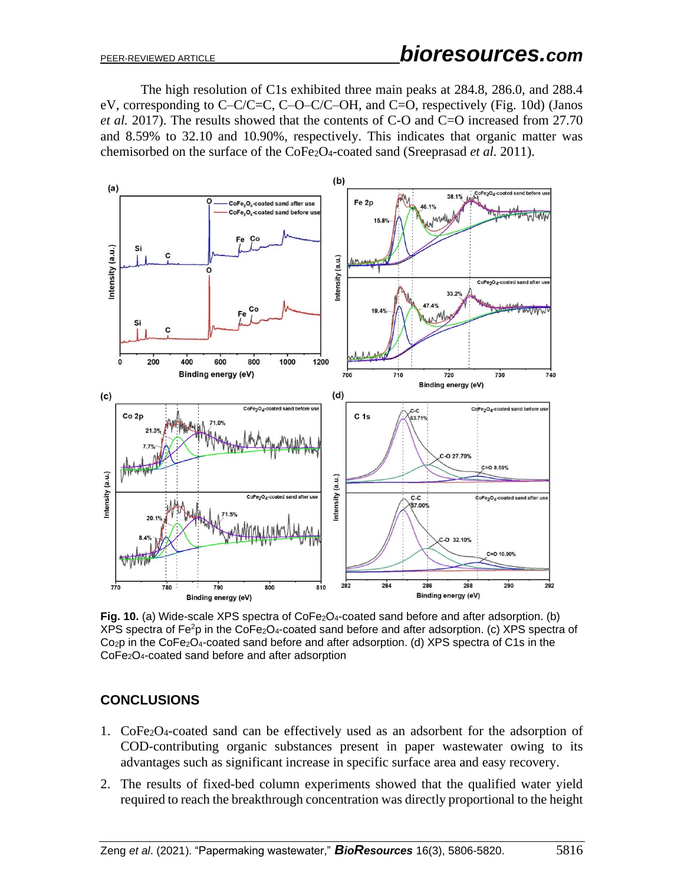The high resolution of C1s exhibited three main peaks at 284.8, 286.0, and 288.4 eV, corresponding to C–C/C=C, C–O–C/C–OH, and C=O, respectively (Fig. 10d) (Janos *et al.* 2017). The results showed that the contents of C-O and C=O increased from 27.70 and 8.59% to 32.10 and 10.90%, respectively. This indicates that organic matter was chemisorbed on the surface of the $CoFe_2O_4$-coated sand (Sreeprasad *et al.* 2011).

**Fig. 10.** (a) Wide-scale XPS spectra of $CoFe_2O_4$-coated sand before and after adsorption. (b) XPS spectra of $Fe^2$p in the $CoFe_2O_4$-coated sand before and after adsorption. (c) XPS spectra of $Co_2$p in the $CoFe_2O_4$-coated sand before and after adsorption. (d) XPS spectra of C1s in the $CoFe_2O_4$-coated sand before and after adsorption

## CONCLUSIONS

1. $CoFe_2O_4$-coated sand can be effectively used as an adsorbent for the adsorption of COD-contributing organic substances present in paper wastewater owing to its advantages such as significant increase in specific surface area and easy recovery.
2. The results of fixed-bed column experiments showed that the qualified water yield required to reach the breakthrough concentration was directly proportional to the height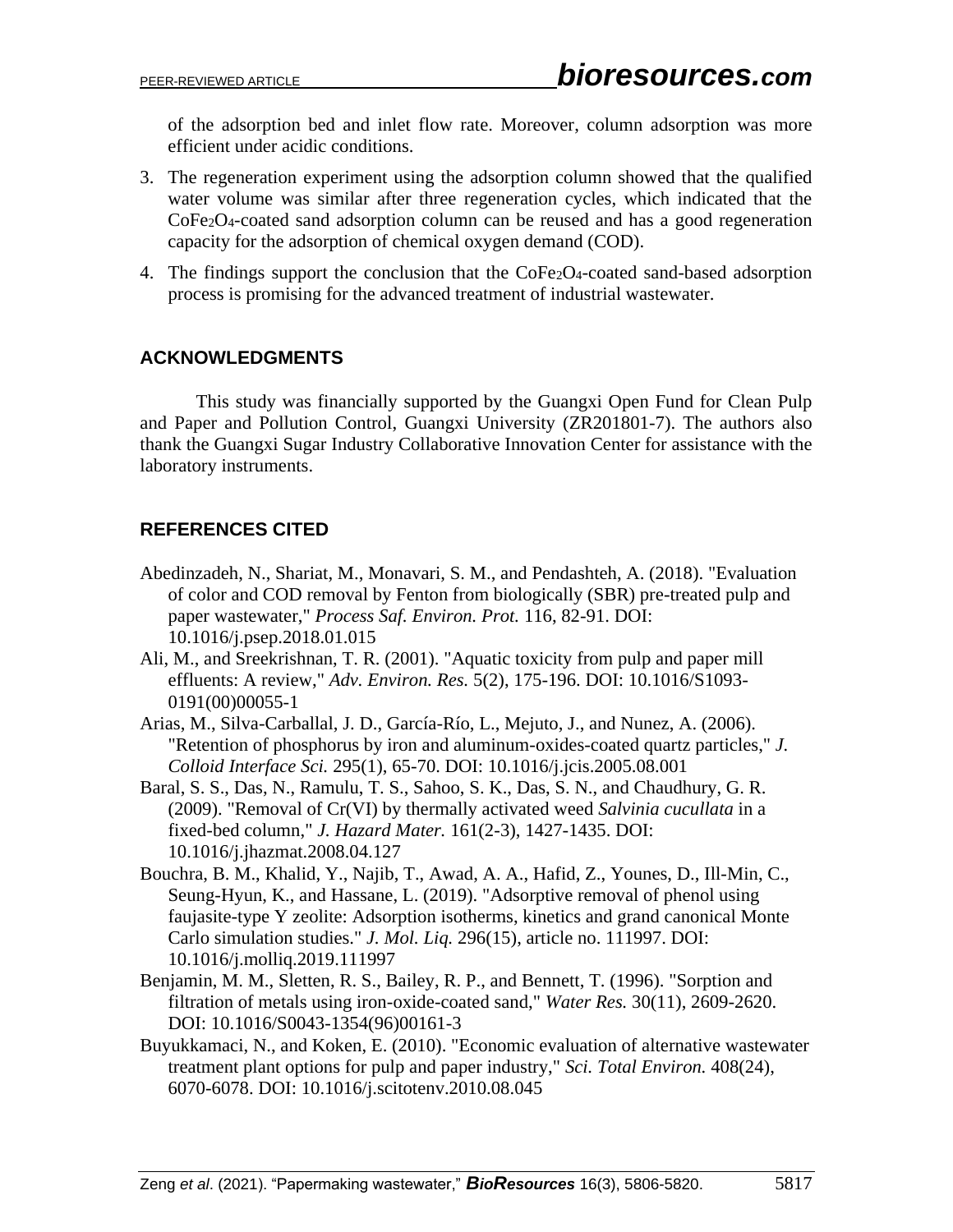of the adsorption bed and inlet flow rate. Moreover, column adsorption was more efficient under acidic conditions.

3. The regeneration experiment using the adsorption column showed that the qualified water volume was similar after three regeneration cycles, which indicated that the $CoFe_2O_4$-coated sand adsorption column can be reused and has a good regeneration capacity for the adsorption of chemical oxygen demand (COD).
4. The findings support the conclusion that the $CoFe_2O_4$-coated sand-based adsorption process is promising for the advanced treatment of industrial wastewater.

## ACKNOWLEDGMENTS

This study was financially supported by the Guangxi Open Fund for Clean Pulp and Paper and Pollution Control, Guangxi University (ZR201801-7). The authors also thank the Guangxi Sugar Industry Collaborative Innovation Center for assistance with the laboratory instruments.

## REFERENCES CITED

Abedinzadeh, N., Shariat, M., Monavari, S. M., and Pendashteh, A. (2018). "Evaluation of color and COD removal by Fenton from biologically (SBR) pre-treated pulp and paper wastewater," *Process Saf. Environ. Prot.* 116, 82-91. DOI: 10.1016/j.psep.2018.01.015

Ali, M., and Sreekrishnan, T. R. (2001). "Aquatic toxicity from pulp and paper mill effluents: A review," *Adv. Environ. Res.* 5(2), 175-196. DOI: 10.1016/S1093-0191(00)00055-1

Arias, M., Silva-Carballal, J. D., García-Río, L., Mejuto, J., and Nunez, A. (2006). "Retention of phosphorus by iron and aluminum-oxides-coated quartz particles," *J. Colloid Interface Sci.* 295(1), 65-70. DOI: 10.1016/j.jcis.2005.08.001

Baral, S. S., Das, N., Ramulu, T. S., Sahoo, S. K., Das, S. N., and Chaudhury, G. R. (2009). "Removal of Cr(VI) by thermally activated weed *Salvinia cucullata* in a fixed-bed column," *J. Hazard Mater.* 161(2-3), 1427-1435. DOI: 10.1016/j.jhazmat.2008.04.127

Bouchra, B. M., Khalid, Y., Najib, T., Awad, A. A., Hafid, Z., Younes, D., Ill-Min, C., Seung-Hyun, K., and Hassane, L. (2019). "Adsorptive removal of phenol using faujasite-type Y zeolite: Adsorption isotherms, kinetics and grand canonical Monte Carlo simulation studies." *J. Mol. Liq.* 296(15), article no. 111997. DOI: 10.1016/j.molliq.2019.111997

Benjamin, M. M., Sletten, R. S., Bailey, R. P., and Bennett, T. (1996). "Sorption and filtration of metals using iron-oxide-coated sand," *Water Res.* 30(11), 2609-2620. DOI: 10.1016/S0043-1354(96)00161-3

Buyukkamaci, N., and Koken, E. (2010). "Economic evaluation of alternative wastewater treatment plant options for pulp and paper industry," *Sci. Total Environ.* 408(24), 6070-6078. DOI: 10.1016/j.scitotenv.2010.08.045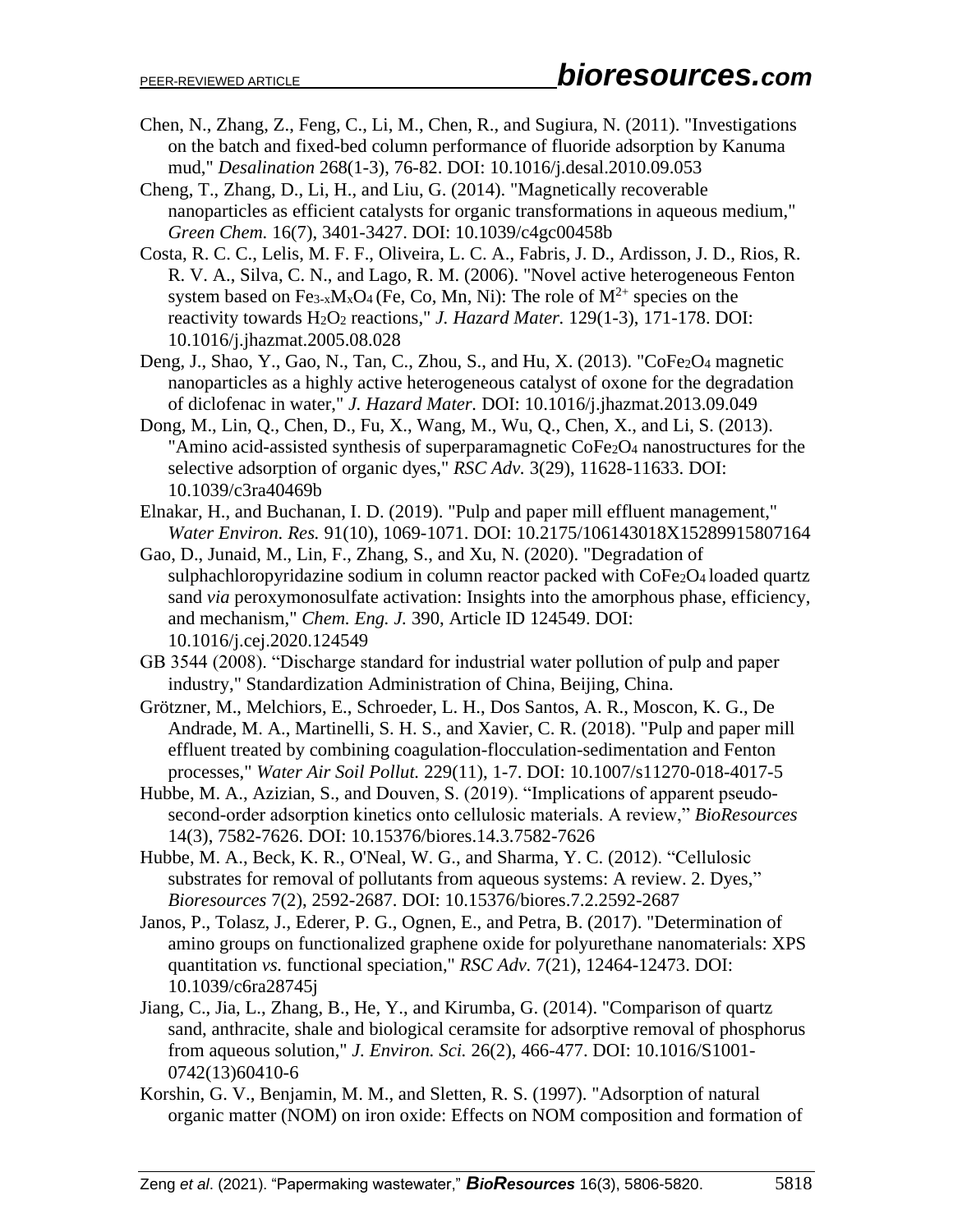Chen, N., Zhang, Z., Feng, C., Li, M., Chen, R., and Sugiura, N. (2011). "Investigations on the batch and fixed-bed column performance of fluoride adsorption by Kanuma mud," *Desalination* 268(1-3), 76-82. DOI: 10.1016/j.desal.2010.09.053

Cheng, T., Zhang, D., Li, H., and Liu, G. (2014). "Magnetically recoverable nanoparticles as efficient catalysts for organic transformations in aqueous medium," *Green Chem.* 16(7), 3401-3427. DOI: 10.1039/c4gc00458b

Costa, R. C. C., Lelis, M. F. F., Oliveira, L. C. A., Fabris, J. D., Ardisson, J. D., Rios, R. R. V. A., Silva, C. N., and Lago, R. M. (2006). "Novel active heterogeneous Fenton system based on $Fe_{3-x}M_xO_4$ (Fe, Co, Mn, Ni): The role of $M^{2+}$ species on the reactivity towards $H_2O_2$ reactions," *J. Hazard Mater.* 129(1-3), 171-178. DOI: 10.1016/j.jhazmat.2005.08.028

Deng, J., Shao, Y., Gao, N., Tan, C., Zhou, S., and Hu, X. (2013). "$CoFe_2O_4$ magnetic nanoparticles as a highly active heterogeneous catalyst of oxone for the degradation of diclofenac in water," *J. Hazard Mater.* DOI: 10.1016/j.jhazmat.2013.09.049

Dong, M., Lin, Q., Chen, D., Fu, X., Wang, M., Wu, Q., Chen, X., and Li, S. (2013). "Amino acid-assisted synthesis of superparamagnetic $CoFe_2O_4$ nanostructures for the selective adsorption of organic dyes," *RSC Adv.* 3(29), 11628-11633. DOI: 10.1039/c3ra40469b

Elnakar, H., and Buchanan, I. D. (2019). "Pulp and paper mill effluent management," *Water Environ. Res.* 91(10), 1069-1071. DOI: 10.2175/106143018X15289915807164

Gao, D., Junaid, M., Lin, F., Zhang, S., and Xu, N. (2020). "Degradation of sulphachloropyridazine sodium in column reactor packed with $CoFe_2O_4$ loaded quartz sand *via* peroxymonosulfate activation: Insights into the amorphous phase, efficiency, and mechanism," *Chem. Eng. J.* 390, Article ID 124549. DOI: 10.1016/j.cej.2020.124549

GB 3544 (2008). "Discharge standard for industrial water pollution of pulp and paper industry," Standardization Administration of China, Beijing, China.

Grötzner, M., Melchiors, E., Schroeder, L. H., Dos Santos, A. R., Moscon, K. G., De Andrade, M. A., Martinelli, S. H. S., and Xavier, C. R. (2018). "Pulp and paper mill effluent treated by combining coagulation-flocculation-sedimentation and Fenton processes," *Water Air Soil Pollut.* 229(11), 1-7. DOI: 10.1007/s11270-018-4017-5

Hubbe, M. A., Azizian, S., and Douven, S. (2019). "Implications of apparent pseudo-second-order adsorption kinetics onto cellulosic materials. A review," *BioResources* 14(3), 7582-7626. DOI: 10.15376/biores.14.3.7582-7626

Hubbe, M. A., Beck, K. R., O'Neal, W. G., and Sharma, Y. C. (2012). "Cellulosic substrates for removal of pollutants from aqueous systems: A review. 2. Dyes," *Bioresources* 7(2), 2592-2687. DOI: 10.15376/biores.7.2.2592-2687

Janos, P., Tolasz, J., Ederer, P. G., Ognen, E., and Petra, B. (2017). "Determination of amino groups on functionalized graphene oxide for polyurethane nanomaterials: XPS quantitation *vs.* functional speciation," *RSC Adv.* 7(21), 12464-12473. DOI: 10.1039/c6ra28745j

Jiang, C., Jia, L., Zhang, B., He, Y., and Kirumba, G. (2014). "Comparison of quartz sand, anthracite, shale and biological ceramsite for adsorptive removal of phosphorus from aqueous solution," *J. Environ. Sci.* 26(2), 466-477. DOI: 10.1016/S1001-0742(13)60410-6

Korshin, G. V., Benjamin, M. M., and Sletten, R. S. (1997). "Adsorption of natural organic matter (NOM) on iron oxide: Effects on NOM composition and formation of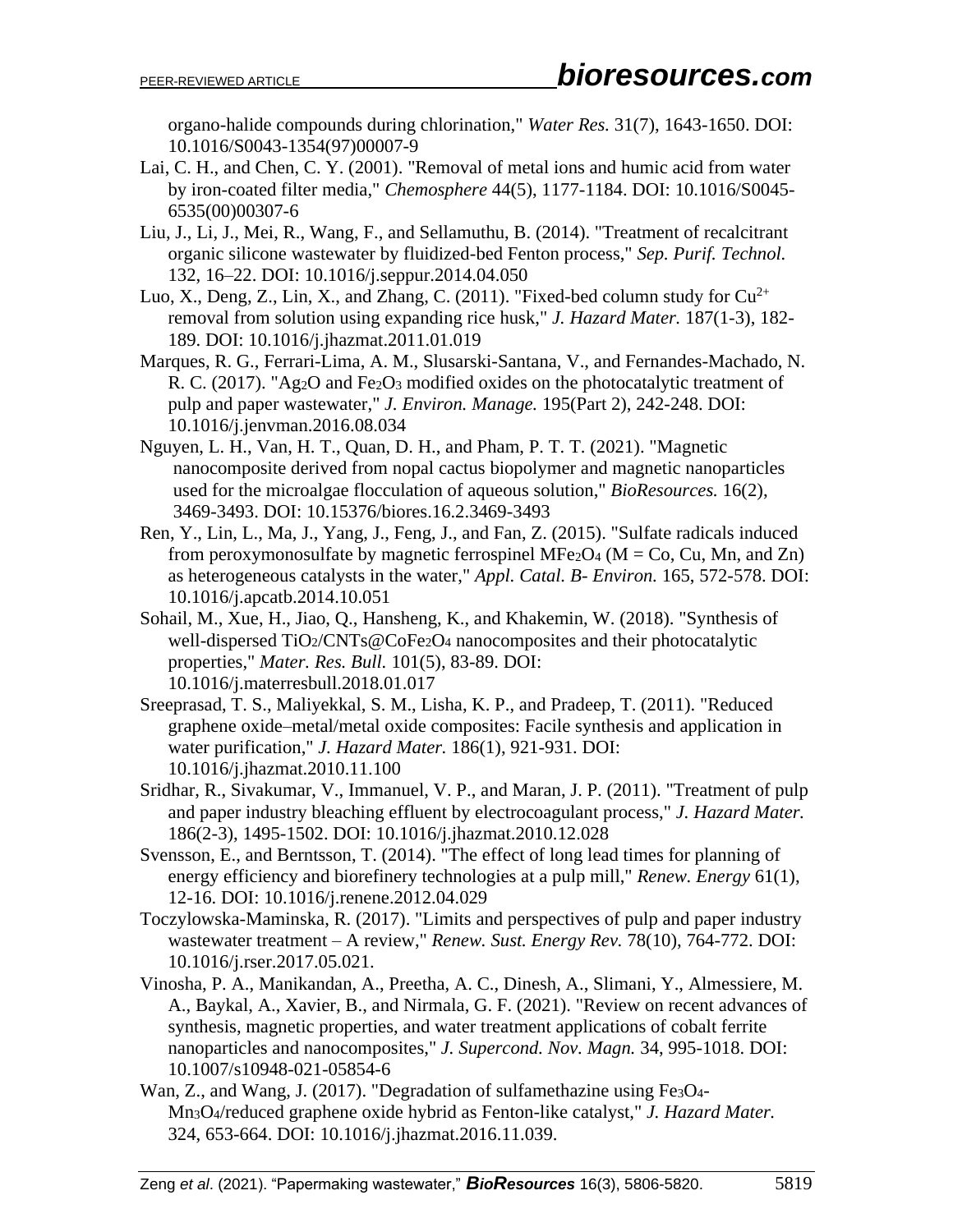organo-halide compounds during chlorination," *Water Res.* 31(7), 1643-1650. DOI: 10.1016/S0043-1354(97)00007-9

Lai, C. H., and Chen, C. Y. (2001). "Removal of metal ions and humic acid from water by iron-coated filter media," *Chemosphere* 44(5), 1177-1184. DOI: 10.1016/S0045-6535(00)00307-6

Liu, J., Li, J., Mei, R., Wang, F., and Sellamuthu, B. (2014). "Treatment of recalcitrant organic silicone wastewater by fluidized-bed Fenton process," *Sep. Purif. Technol.* 132, 16–22. DOI: 10.1016/j.seppur.2014.04.050

Luo, X., Deng, Z., Lin, X., and Zhang, C. (2011). "Fixed-bed column study for $Cu^{2+}$ removal from solution using expanding rice husk," *J. Hazard Mater.* 187(1-3), 182-189. DOI: 10.1016/j.jhazmat.2011.01.019

Marques, R. G., Ferrari-Lima, A. M., Slusarski-Santana, V., and Fernandes-Machado, N. R. C. (2017). "$Ag_2O$ and $Fe_2O_3$ modified oxides on the photocatalytic treatment of pulp and paper wastewater," *J. Environ. Manage.* 195(Part 2), 242-248. DOI: 10.1016/j.jenvman.2016.08.034

Nguyen, L. H., Van, H. T., Quan, D. H., and Pham, P. T. T. (2021). "Magnetic nanocomposite derived from nopal cactus biopolymer and magnetic nanoparticles used for the microalgae flocculation of aqueous solution," *BioResources.* 16(2), 3469-3493. DOI: 10.15376/biores.16.2.3469-3493

Ren, Y., Lin, L., Ma, J., Yang, J., Feng, J., and Fan, Z. (2015). "Sulfate radicals induced from peroxymonosulfate by magnetic ferrospinel $MFe_2O_4$ (M = Co, Cu, Mn, and Zn) as heterogeneous catalysts in the water," *Appl. Catal. B- Environ.* 165, 572-578. DOI: 10.1016/j.apcatb.2014.10.051

Sohail, M., Xue, H., Jiao, Q., Hansheng, K., and Khakemin, W. (2018). "Synthesis of well-dispersed $TiO_2$/CNTs@$CoFe_2O_4$ nanocomposites and their photocatalytic properties," *Mater. Res. Bull.* 101(5), 83-89. DOI: 10.1016/j.materresbull.2018.01.017

Sreeprasad, T. S., Maliyekkal, S. M., Lisha, K. P., and Pradeep, T. (2011). "Reduced graphene oxide–metal/metal oxide composites: Facile synthesis and application in water purification," *J. Hazard Mater.* 186(1), 921-931. DOI: 10.1016/j.jhazmat.2010.11.100

Sridhar, R., Sivakumar, V., Immanuel, V. P., and Maran, J. P. (2011). "Treatment of pulp and paper industry bleaching effluent by electrocoagulant process," *J. Hazard Mater.* 186(2-3), 1495-1502. DOI: 10.1016/j.jhazmat.2010.12.028

Svensson, E., and Berntsson, T. (2014). "The effect of long lead times for planning of energy efficiency and biorefinery technologies at a pulp mill," *Renew. Energy* 61(1), 12-16. DOI: 10.1016/j.renene.2012.04.029

Toczylowska-Maminska, R. (2017). "Limits and perspectives of pulp and paper industry wastewater treatment – A review," *Renew. Sust. Energy Rev.* 78(10), 764-772. DOI: 10.1016/j.rser.2017.05.021.

Vinosha, P. A., Manikandan, A., Preetha, A. C., Dinesh, A., Slimani, Y., Almessiere, M. A., Baykal, A., Xavier, B., and Nirmala, G. F. (2021). "Review on recent advances of synthesis, magnetic properties, and water treatment applications of cobalt ferrite nanoparticles and nanocomposites," *J. Supercond. Nov. Magn.* 34, 995-1018. DOI: 10.1007/s10948-021-05854-6

Wan, Z., and Wang, J. (2017). "Degradation of sulfamethazine using $Fe_3O_4$-$Mn_3O_4$/reduced graphene oxide hybrid as Fenton-like catalyst," *J. Hazard Mater.* 324, 653-664. DOI: 10.1016/j.jhazmat.2016.11.039.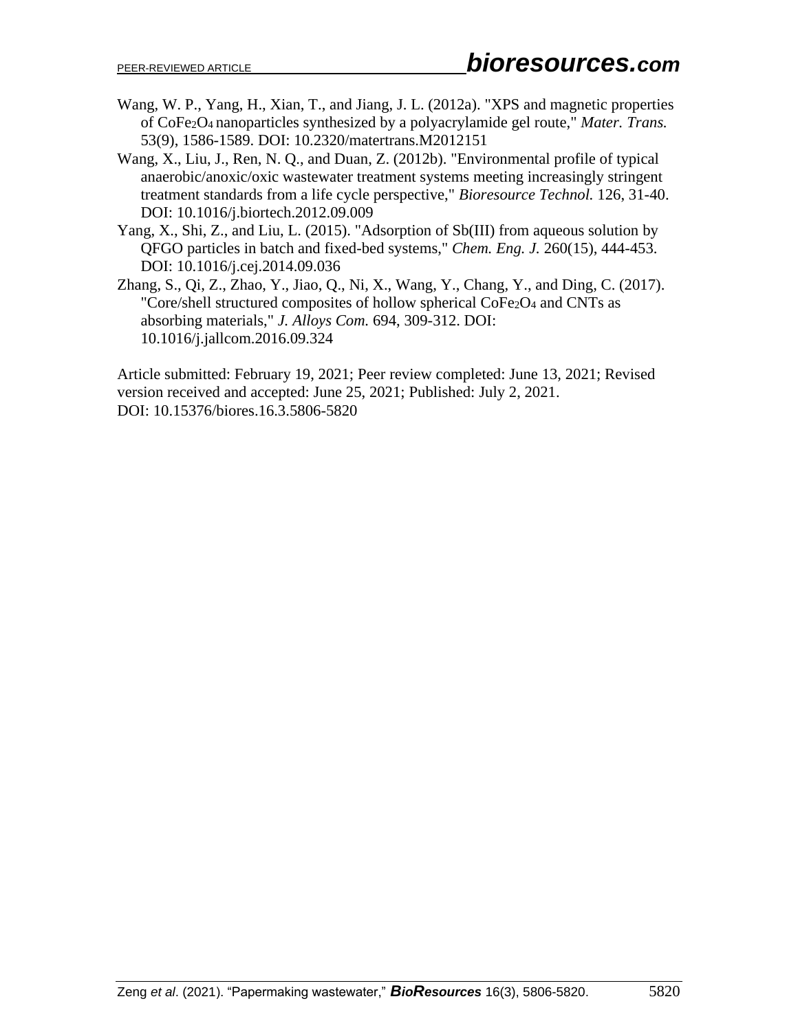Wang, W. P., Yang, H., Xian, T., and Jiang, J. L. (2012a). "XPS and magnetic properties of $CoFe_2O_4$ nanoparticles synthesized by a polyacrylamide gel route," *Mater. Trans.* 53(9), 1586-1589. DOI: 10.2320/matertrans.M2012151

Wang, X., Liu, J., Ren, N. Q., and Duan, Z. (2012b). "Environmental profile of typical anaerobic/anoxic/oxic wastewater treatment systems meeting increasingly stringent treatment standards from a life cycle perspective," *Bioresource Technol.* 126, 31-40. DOI: 10.1016/j.biortech.2012.09.009

Yang, X., Shi, Z., and Liu, L. (2015). "Adsorption of Sb(III) from aqueous solution by QFGO particles in batch and fixed-bed systems," *Chem. Eng. J.* 260(15), 444-453. DOI: 10.1016/j.cej.2014.09.036

Zhang, S., Qi, Z., Zhao, Y., Jiao, Q., Ni, X., Wang, Y., Chang, Y., and Ding, C. (2017). "Core/shell structured composites of hollow spherical $CoFe_2O_4$ and CNTs as absorbing materials," *J. Alloys Com.* 694, 309-312. DOI: 10.1016/j.jallcom.2016.09.324

Article submitted: February 19, 2021; Peer review completed: June 13, 2021; Revised version received and accepted: June 25, 2021; Published: July 2, 2021.
DOI: 10.15376/biores.16.3.5806-5820